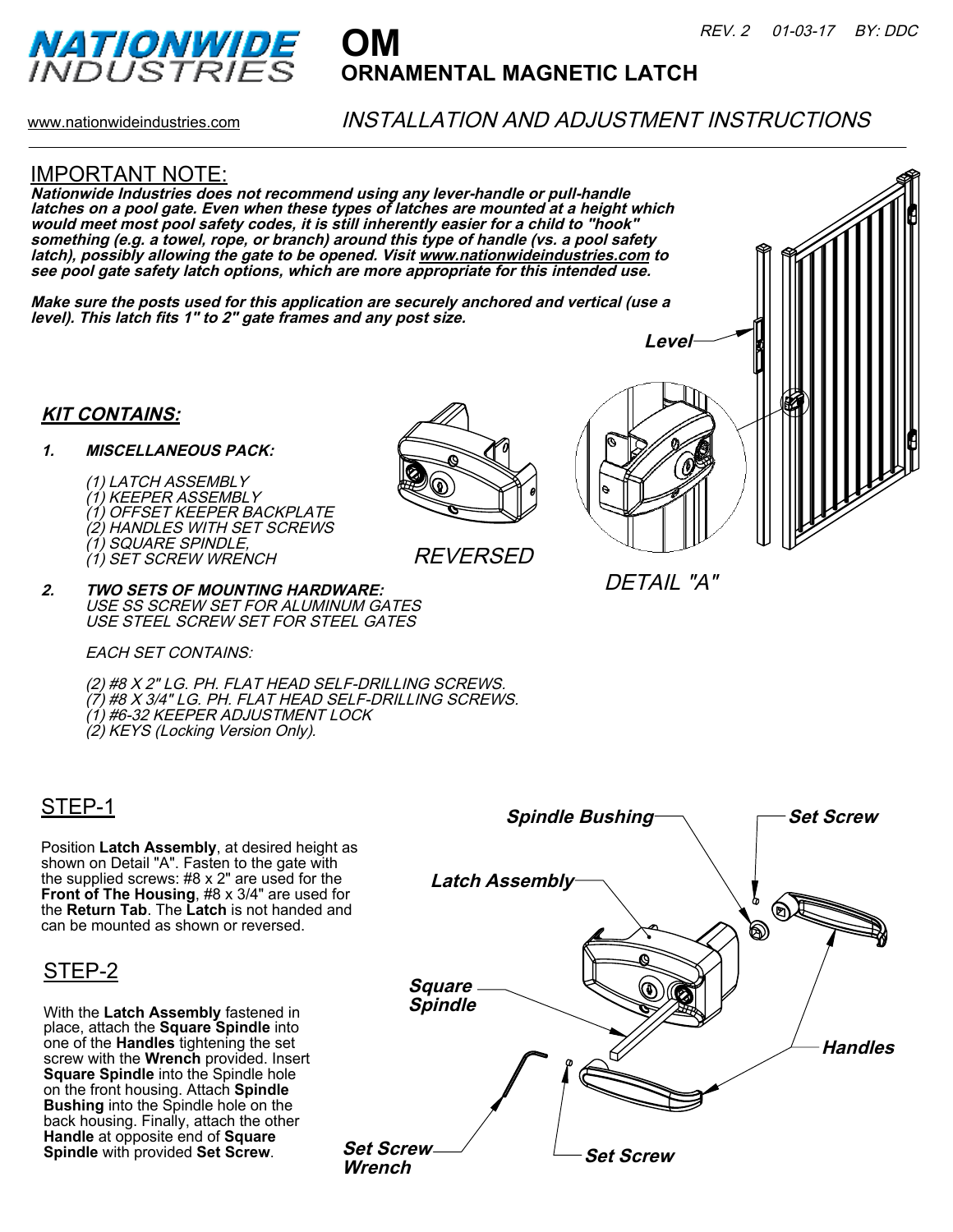# NATIONWIDE INDUSTRIES

# OM
## ORNAMENTAL MAGNETIC LATCH

*REV. 2 01-03-17 BY: DDC*

www.nationwideindustries.com

*INSTALLATION AND ADJUSTMENT INSTRUCTIONS*

---

## IMPORTANT NOTE:

***Nationwide Industries does not recommend using any lever-handle or pull-handle latches on a pool gate. Even when these types of latches are mounted at a height which would meet most pool safety codes, it is still inherently easier for a child to "hook" something (e.g. a towel, rope, or branch) around this type of handle (vs. a pool safety latch), possibly allowing the gate to be opened. Visit www.nationwideindustries.com to see pool gate safety latch options, which are more appropriate for this intended use.***

***Make sure the posts used for this application are securely anchored and vertical (use a level). This latch fits 1" to 2" gate frames and any post size.***

***Level***

### ***KIT CONTAINS:***

***1. MISCELLANEOUS PACK:***

*(1) LATCH ASSEMBLY*
*(1) KEEPER ASSEMBLY*
*(1) OFFSET KEEPER BACKPLATE*
*(2) HANDLES WITH SET SCREWS*
*(1) SQUARE SPINDLE,*
*(1) SET SCREW WRENCH*

*REVERSED*

*DETAIL "A"*

***2. TWO SETS OF MOUNTING HARDWARE:***
*USE SS SCREW SET FOR ALUMINUM GATES*
*USE STEEL SCREW SET FOR STEEL GATES*

*EACH SET CONTAINS:*

*(2) #8 X 2" LG. PH. FLAT HEAD SELF-DRILLING SCREWS.*
*(7) #8 X 3/4" LG. PH. FLAT HEAD SELF-DRILLING SCREWS.*
*(1) #6-32 KEEPER ADJUSTMENT LOCK*
*(2) KEYS (Locking Version Only).*

## STEP-1

Position **Latch Assembly**, at desired height as shown on Detail "A". Fasten to the gate with the supplied screws: #8 x 2" are used for the **Front of The Housing**, #8 x 3/4" are used for the **Return Tab**. The **Latch** is not handed and can be mounted as shown or reversed.

## STEP-2

With the **Latch Assembly** fastened in place, attach the **Square Spindle** into one of the **Handles** tightening the set screw with the **Wrench** provided. Insert **Square Spindle** into the Spindle hole on the front housing. Attach **Spindle Bushing** into the Spindle hole on the back housing. Finally, attach the other **Handle** at opposite end of **Square Spindle** with provided **Set Screw**.

***Spindle Bushing*** ***Set Screw*** ***Latch Assembly*** ***Square Spindle*** ***Handles*** ***Set Screw Wrench*** ***Set Screw***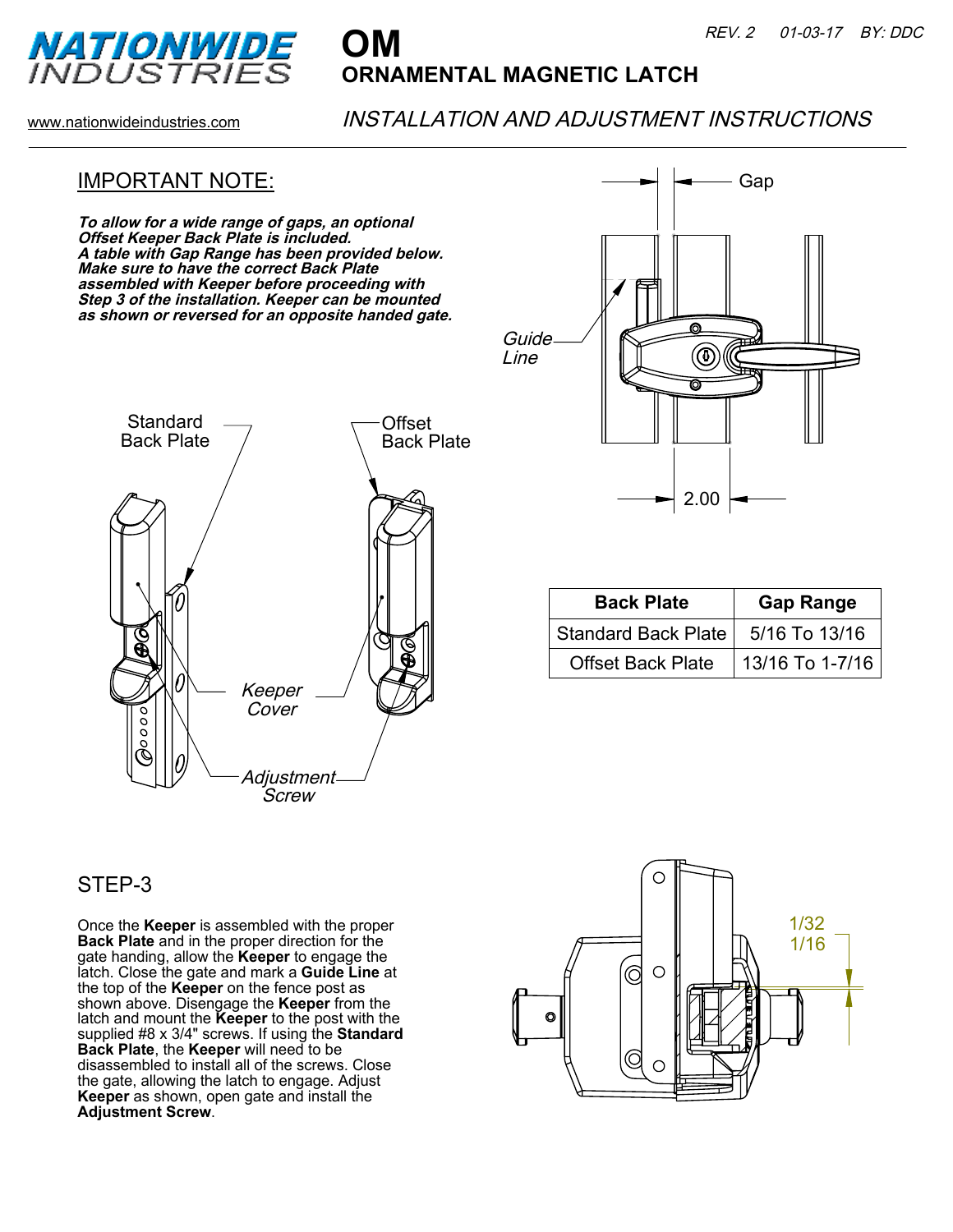# OM
## ORNAMENTAL MAGNETIC LATCH

REV. 2 01-03-17 BY: DDC

www.nationwideindustries.com

*INSTALLATION AND ADJUSTMENT INSTRUCTIONS*

## IMPORTANT NOTE:

***To allow for a wide range of gaps, an optional Offset Keeper Back Plate is included. A table with Gap Range has been provided below. Make sure to have the correct Back Plate assembled with Keeper before proceeding with Step 3 of the installation. Keeper can be mounted as shown or reversed for an opposite handed gate.***

Gap

Guide Line

2.00

Standard Back Plate

Offset Back Plate

Keeper Cover

Adjustment Screw

| Back Plate | Gap Range |
|---|---|
| Standard Back Plate | 5/16 To 13/16 |
| Offset Back Plate | 13/16 To 1-7/16 |

## STEP-3

Once the **Keeper** is assembled with the proper **Back Plate** and in the proper direction for the gate handing, allow the **Keeper** to engage the latch. Close the gate and mark a **Guide Line** at the top of the **Keeper** on the fence post as shown above. Disengage the **Keeper** from the latch and mount the **Keeper** to the post with the supplied #8 x 3/4" screws. If using the **Standard Back Plate**, the **Keeper** will need to be disassembled to install all of the screws. Close the gate, allowing the latch to engage. Adjust **Keeper** as shown, open gate and install the **Adjustment Screw**.

1/32
1/16